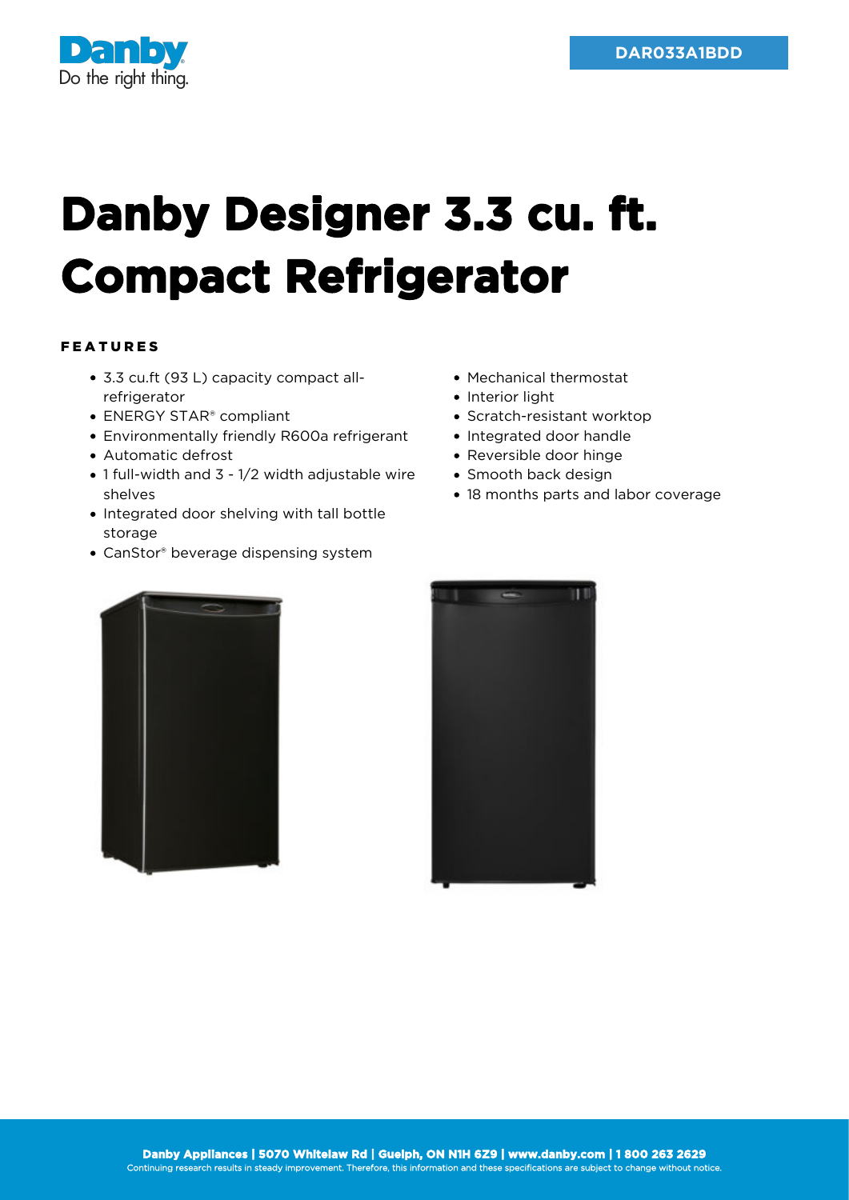DAR033A1BDD

# Danby Designer 3.3 cu. ft. Compact Refrigerator

### FEATURES

- 3.3 cu.ft (93 L) capacity compact all-refrigerator
- ENERGY STAR® compliant
- Environmentally friendly R600a refrigerant
- Automatic defrost
- 1 full-width and 3 - 1/2 width adjustable wire shelves
- Integrated door shelving with tall bottle storage
- CanStor® beverage dispensing system
- Mechanical thermostat
- Interior light
- Scratch-resistant worktop
- Integrated door handle
- Reversible door hinge
- Smooth back design
- 18 months parts and labor coverage

**Danby Appliances | 5070 Whitelaw Rd | Guelph, ON N1H 6Z9 | www.danby.com | 1 800 263 2629**
Continuing research results in steady improvement. Therefore, this information and these specifications are subject to change without notice.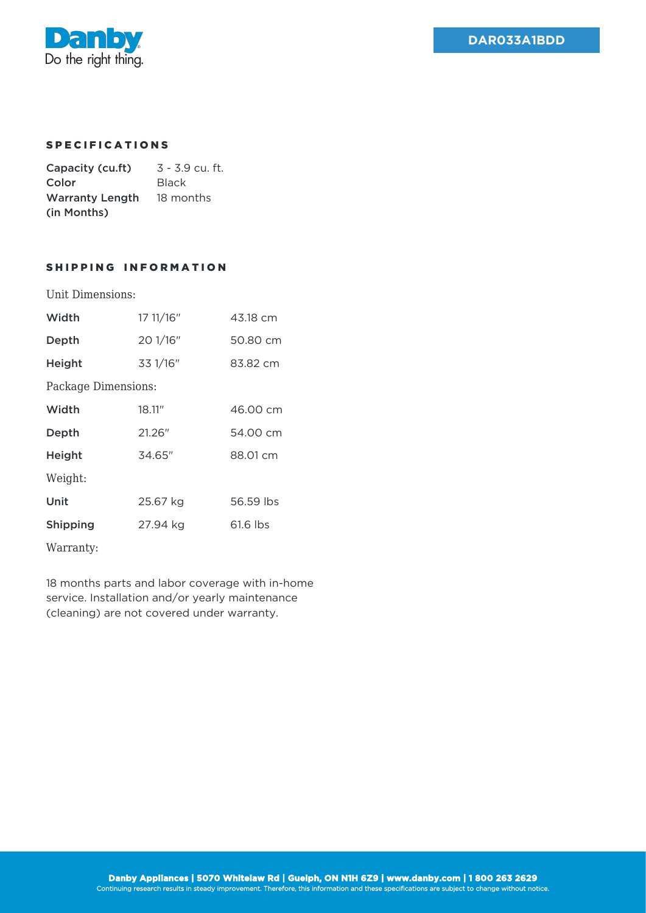DAR033A1BDD

## SPECIFICATIONS

| | |
|---|---|
| **Capacity (cu.ft)** | 3 - 3.9 cu. ft. |
| **Color** | Black |
| **Warranty Length (in Months)** | 18 months |

## SHIPPING INFORMATION

Unit Dimensions:

| | | |
|---|---|---|
| **Width** | 17 11/16" | 43.18 cm |
| **Depth** | 20 1/16" | 50.80 cm |
| **Height** | 33 1/16" | 83.82 cm |

Package Dimensions:

| | | |
|---|---|---|
| **Width** | 18.11" | 46.00 cm |
| **Depth** | 21.26" | 54.00 cm |
| **Height** | 34.65" | 88.01 cm |

Weight:

| | | |
|---|---|---|
| **Unit** | 25.67 kg | 56.59 lbs |
| **Shipping** | 27.94 kg | 61.6 lbs |

Warranty:

18 months parts and labor coverage with in-home service. Installation and/or yearly maintenance (cleaning) are not covered under warranty.

**Danby Appliances | 5070 Whitelaw Rd | Guelph, ON N1H 6Z9 | www.danby.com | 1 800 263 2629**

Continuing research results in steady improvement. Therefore, this information and these specifications are subject to change without notice.